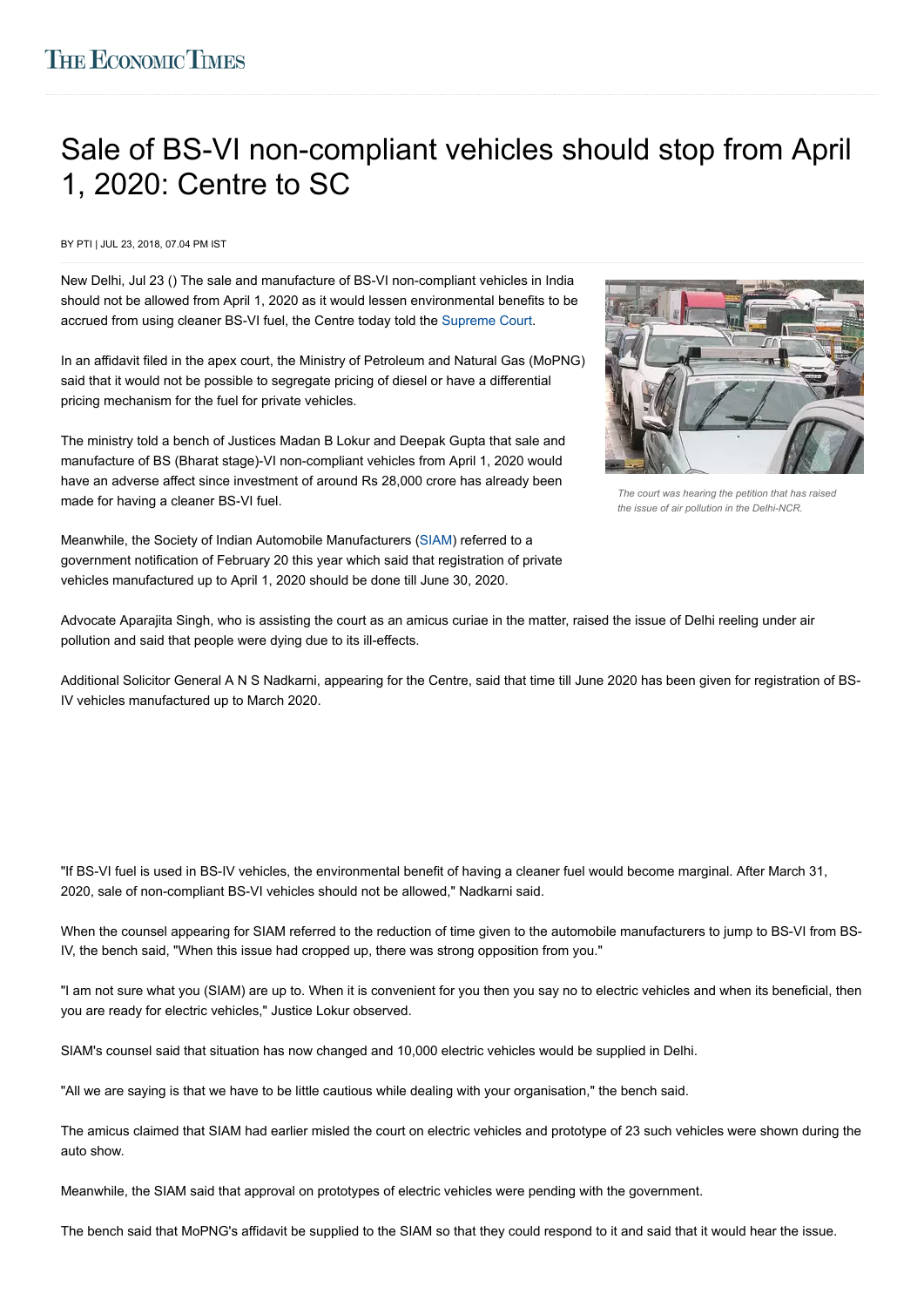# Sale of BS-VI non-compliant vehicles should stop from April 1, 2020: Centre to SC

BY PTI | JUL 23, 2018, 07.04 PM IST

New Delhi, Jul 23 () The sale and manufacture of BS-VI non-compliant vehicles in India should not be allowed from April 1, 2020 as it would lessen environmental benefits to be accrued from using cleaner BS-VI fuel, the Centre today told the Supreme Court.

In an affidavit filed in the apex court, the Ministry of Petroleum and Natural Gas (MoPNG) said that it would not be possible to segregate pricing of diesel or have a differential pricing mechanism for the fuel for private vehicles.

The ministry told a bench of Justices Madan B Lokur and Deepak Gupta that sale and manufacture of BS (Bharat stage)-VI non-compliant vehicles from April 1, 2020 would have an adverse affect since investment of around Rs 28,000 crore has already been made for having a cleaner BS-VI fuel.

*The court was hearing the petition that has raised the issue of air pollution in the Delhi-NCR.*

Meanwhile, the Society of Indian Automobile Manufacturers (SIAM) referred to a government notification of February 20 this year which said that registration of private vehicles manufactured up to April 1, 2020 should be done till June 30, 2020.

Advocate Aparajita Singh, who is assisting the court as an amicus curiae in the matter, raised the issue of Delhi reeling under air pollution and said that people were dying due to its ill-effects.

Additional Solicitor General A N S Nadkarni, appearing for the Centre, said that time till June 2020 has been given for registration of BS-IV vehicles manufactured up to March 2020.

"If BS-VI fuel is used in BS-IV vehicles, the environmental benefit of having a cleaner fuel would become marginal. After March 31, 2020, sale of non-compliant BS-VI vehicles should not be allowed," Nadkarni said.

When the counsel appearing for SIAM referred to the reduction of time given to the automobile manufacturers to jump to BS-VI from BS-IV, the bench said, "When this issue had cropped up, there was strong opposition from you."

"I am not sure what you (SIAM) are up to. When it is convenient for you then you say no to electric vehicles and when its beneficial, then you are ready for electric vehicles," Justice Lokur observed.

SIAM's counsel said that situation has now changed and 10,000 electric vehicles would be supplied in Delhi.

"All we are saying is that we have to be little cautious while dealing with your organisation," the bench said.

The amicus claimed that SIAM had earlier misled the court on electric vehicles and prototype of 23 such vehicles were shown during the auto show.

Meanwhile, the SIAM said that approval on prototypes of electric vehicles were pending with the government.

The bench said that MoPNG's affidavit be supplied to the SIAM so that they could respond to it and said that it would hear the issue.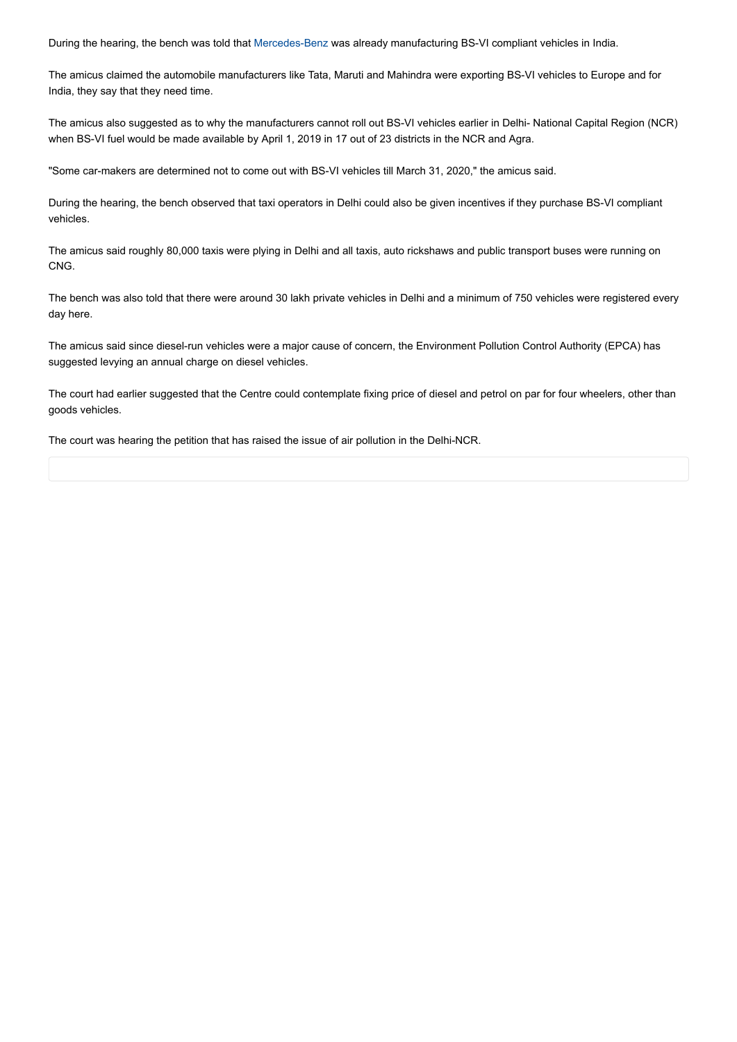During the hearing, the bench was told that Mercedes-Benz was already manufacturing BS-VI compliant vehicles in India.

The amicus claimed the automobile manufacturers like Tata, Maruti and Mahindra were exporting BS-VI vehicles to Europe and for India, they say that they need time.

The amicus also suggested as to why the manufacturers cannot roll out BS-VI vehicles earlier in Delhi- National Capital Region (NCR) when BS-VI fuel would be made available by April 1, 2019 in 17 out of 23 districts in the NCR and Agra.

"Some car-makers are determined not to come out with BS-VI vehicles till March 31, 2020," the amicus said.

During the hearing, the bench observed that taxi operators in Delhi could also be given incentives if they purchase BS-VI compliant vehicles.

The amicus said roughly 80,000 taxis were plying in Delhi and all taxis, auto rickshaws and public transport buses were running on CNG.

The bench was also told that there were around 30 lakh private vehicles in Delhi and a minimum of 750 vehicles were registered every day here.

The amicus said since diesel-run vehicles were a major cause of concern, the Environment Pollution Control Authority (EPCA) has suggested levying an annual charge on diesel vehicles.

The court had earlier suggested that the Centre could contemplate fixing price of diesel and petrol on par for four wheelers, other than goods vehicles.

The court was hearing the petition that has raised the issue of air pollution in the Delhi-NCR.